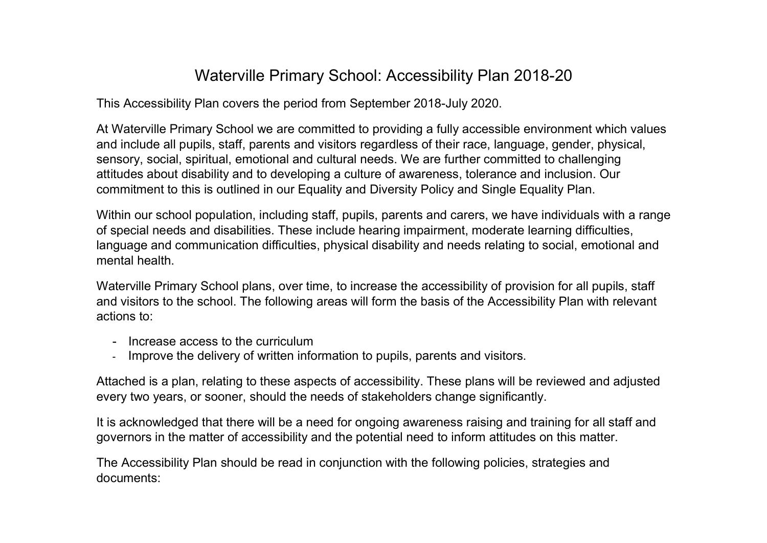# Waterville Primary School: Accessibility Plan 2018-20

This Accessibility Plan covers the period from September 2018-July 2020.

At Waterville Primary School we are committed to providing a fully accessible environment which values and include all pupils, staff, parents and visitors regardless of their race, language, gender, physical, sensory, social, spiritual, emotional and cultural needs. We are further committed to challenging attitudes about disability and to developing a culture of awareness, tolerance and inclusion. Our commitment to this is outlined in our Equality and Diversity Policy and Single Equality Plan.

Within our school population, including staff, pupils, parents and carers, we have individuals with a range of special needs and disabilities. These include hearing impairment, moderate learning difficulties, language and communication difficulties, physical disability and needs relating to social, emotional and mental health.

Waterville Primary School plans, over time, to increase the accessibility of provision for all pupils, staff and visitors to the school. The following areas will form the basis of the Accessibility Plan with relevant actions to:

- Increase access to the curriculum
- Improve the delivery of written information to pupils, parents and visitors.

Attached is a plan, relating to these aspects of accessibility. These plans will be reviewed and adjusted every two years, or sooner, should the needs of stakeholders change significantly.

It is acknowledged that there will be a need for ongoing awareness raising and training for all staff and governors in the matter of accessibility and the potential need to inform attitudes on this matter.

The Accessibility Plan should be read in conjunction with the following policies, strategies and documents: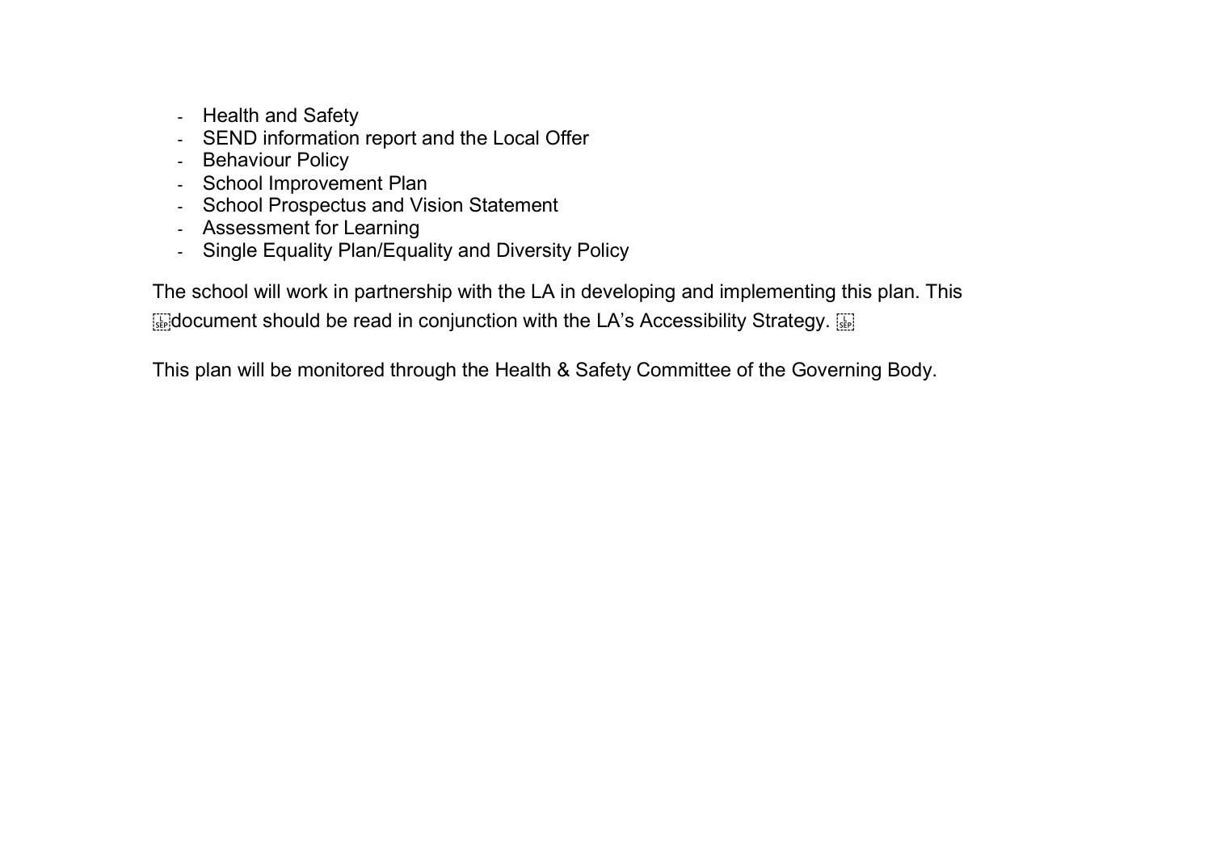- Health and Safety
- SEND information report and the Local Offer
- Behaviour Policy
- School Improvement Plan
- School Prospectus and Vision Statement
- Assessment for Learning
- Single Equality Plan/Equality and Diversity Policy

The school will work in partnership with the LA in developing and implementing this plan. This document should be read in conjunction with the LA's Accessibility Strategy.

This plan will be monitored through the Health & Safety Committee of the Governing Body.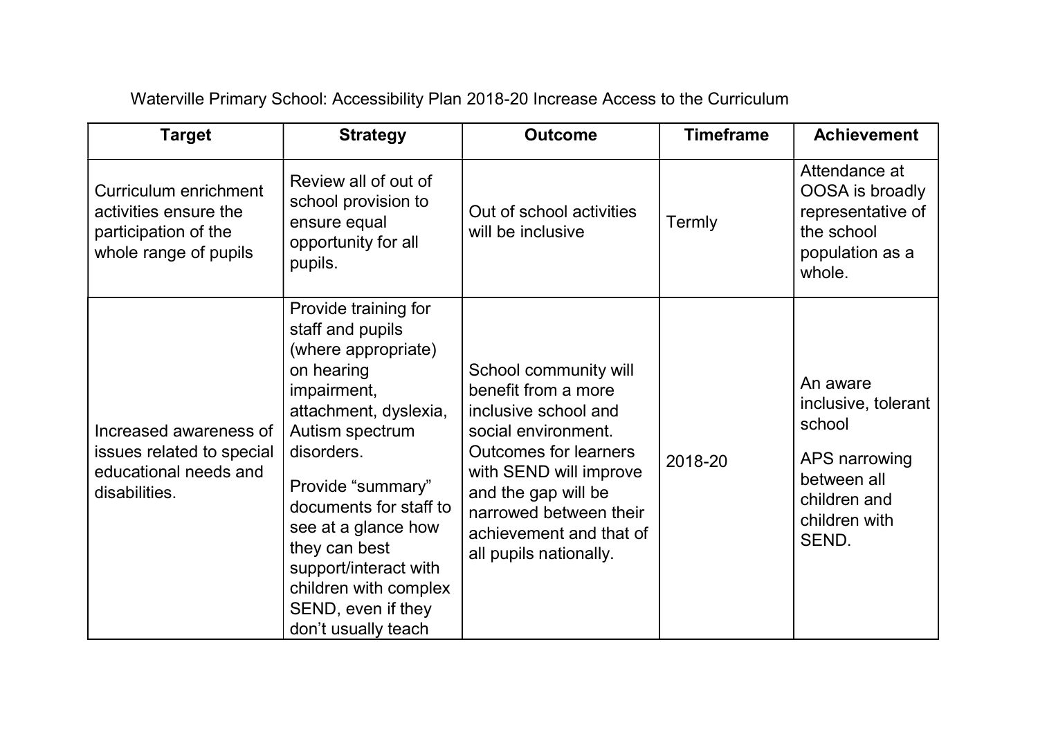Waterville Primary School: Accessibility Plan 2018-20 Increase Access to the Curriculum

| Target | Strategy | Outcome | Timeframe | Achievement |
|---|---|---|---|---|
| Curriculum enrichment activities ensure the participation of the whole range of pupils | Review all of out of school provision to ensure equal opportunity for all pupils. | Out of school activities will be inclusive | Termly | Attendance at OOSA is broadly representative of the school population as a whole. |
| Increased awareness of issues related to special educational needs and disabilities. | Provide training for staff and pupils (where appropriate) on hearing impairment, attachment, dyslexia, Autism spectrum disorders.<br><br>Provide "summary" documents for staff to see at a glance how they can best support/interact with children with complex SEND, even if they don't usually teach | School community will benefit from a more inclusive school and social environment. Outcomes for learners with SEND will improve and the gap will be narrowed between their achievement and that of all pupils nationally. | 2018-20 | An aware inclusive, tolerant school<br><br>APS narrowing between all children and children with SEND. |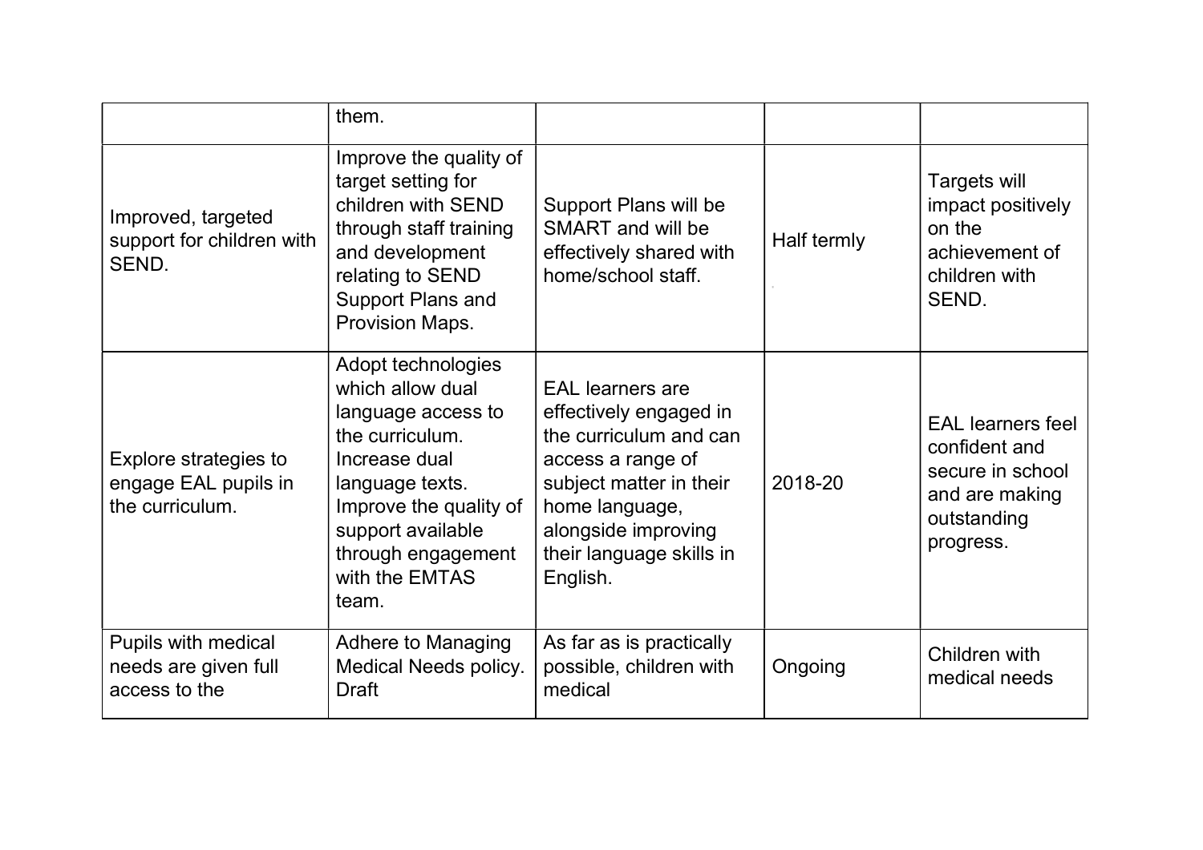| | | | | |
|---|---|---|---|---|
| | them. | | | |
| Improved, targeted support for children with SEND. | Improve the quality of target setting for children with SEND through staff training and development relating to SEND Support Plans and Provision Maps. | Support Plans will be SMART and will be effectively shared with home/school staff. | Half termly | Targets will impact positively on the achievement of children with SEND. |
| Explore strategies to engage EAL pupils in the curriculum. | Adopt technologies which allow dual language access to the curriculum. Increase dual language texts. Improve the quality of support available through engagement with the EMTAS team. | EAL learners are effectively engaged in the curriculum and can access a range of subject matter in their home language, alongside improving their language skills in English. | 2018-20 | EAL learners feel confident and secure in school and are making outstanding progress. |
| Pupils with medical needs are given full access to the | Adhere to Managing Medical Needs policy. Draft | As far as is practically possible, children with medical | Ongoing | Children with medical needs |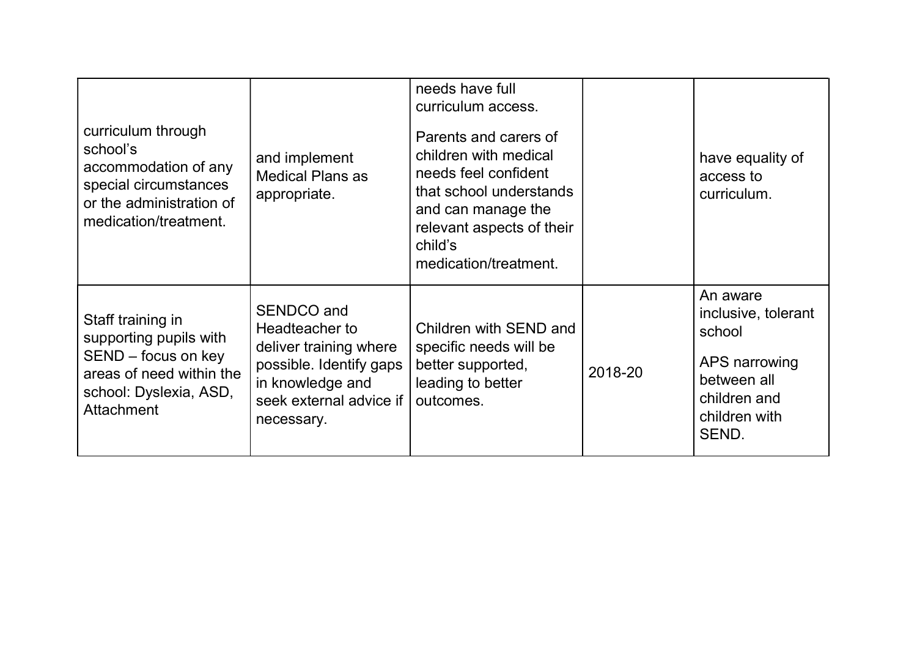| | | | | |
|---|---|---|---|---|
| curriculum through school's accommodation of any special circumstances or the administration of medication/treatment. | and implement Medical Plans as appropriate. | needs have full curriculum access.<br><br>Parents and carers of children with medical needs feel confident that school understands and can manage the relevant aspects of their child's medication/treatment. | | have equality of access to curriculum. |
| Staff training in supporting pupils with SEND – focus on key areas of need within the school: Dyslexia, ASD, Attachment | SENDCO and Headteacher to deliver training where possible. Identify gaps in knowledge and seek external advice if necessary. | Children with SEND and specific needs will be better supported, leading to better outcomes. | 2018-20 | An aware inclusive, tolerant school<br><br>APS narrowing between all children and children with SEND. |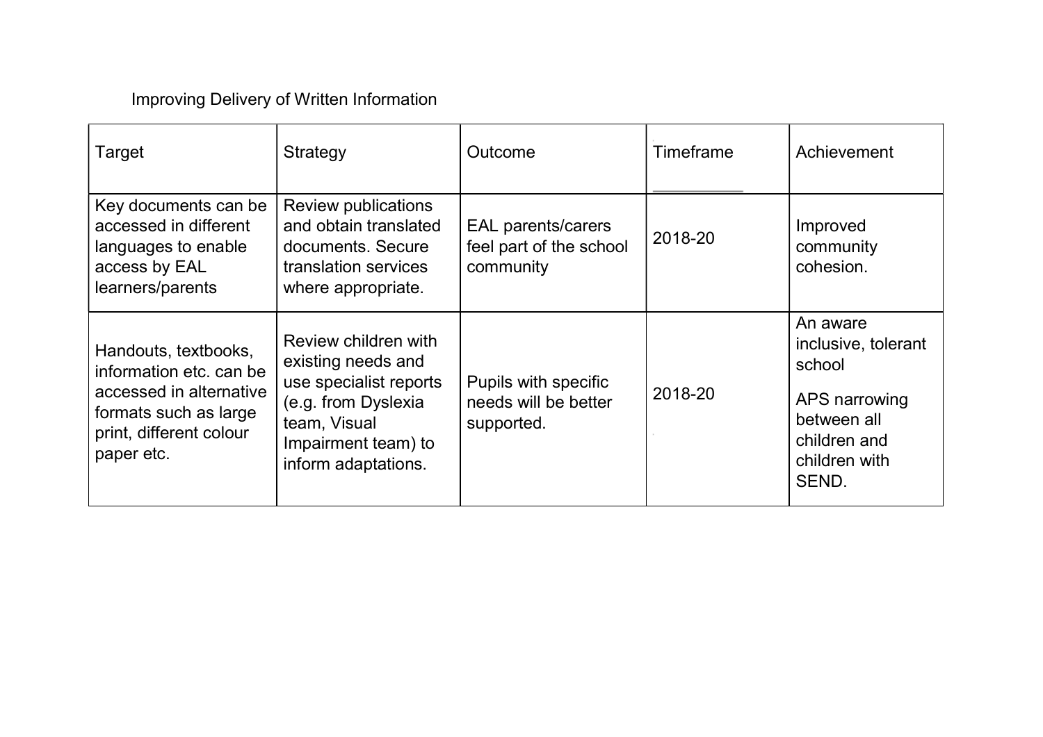Improving Delivery of Written Information

| Target | Strategy | Outcome | Timeframe | Achievement |
| --- | --- | --- | --- | --- |
| Key documents can be accessed in different languages to enable access by EAL learners/parents | Review publications and obtain translated documents. Secure translation services where appropriate. | EAL parents/carers feel part of the school community | 2018-20 | Improved community cohesion. |
| Handouts, textbooks, information etc. can be accessed in alternative formats such as large print, different colour paper etc. | Review children with existing needs and use specialist reports (e.g. from Dyslexia team, Visual Impairment team) to inform adaptations. | Pupils with specific needs will be better supported. | 2018-20 | An aware inclusive, tolerant school<br><br>APS narrowing between all children and children with SEND. |